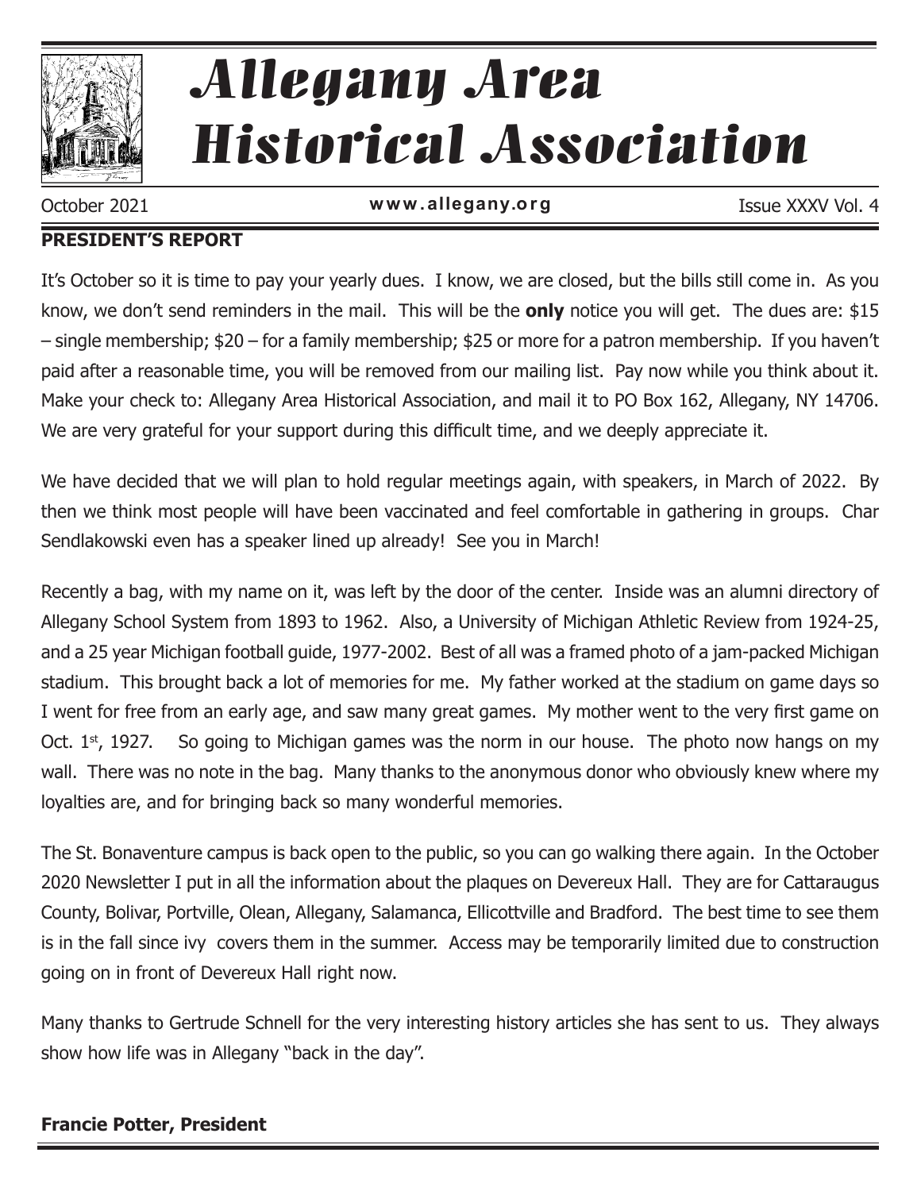# Allegany Area Historical Association

October 2021 **www.allegany.org** Issue XXXV Vol. 4

## PRESIDENT'S REPORT

It's October so it is time to pay your yearly dues. I know, we are closed, but the bills still come in. As you know, we don't send reminders in the mail. This will be the **only** notice you will get. The dues are: $15 – single membership; $20 – for a family membership; $25 or more for a patron membership. If you haven't paid after a reasonable time, you will be removed from our mailing list. Pay now while you think about it. Make your check to: Allegany Area Historical Association, and mail it to PO Box 162, Allegany, NY 14706. We are very grateful for your support during this difficult time, and we deeply appreciate it.

We have decided that we will plan to hold regular meetings again, with speakers, in March of 2022. By then we think most people will have been vaccinated and feel comfortable in gathering in groups. Char Sendlakowski even has a speaker lined up already! See you in March!

Recently a bag, with my name on it, was left by the door of the center. Inside was an alumni directory of Allegany School System from 1893 to 1962. Also, a University of Michigan Athletic Review from 1924-25, and a 25 year Michigan football guide, 1977-2002. Best of all was a framed photo of a jam-packed Michigan stadium. This brought back a lot of memories for me. My father worked at the stadium on game days so I went for free from an early age, and saw many great games. My mother went to the very first game on Oct. 1st, 1927. So going to Michigan games was the norm in our house. The photo now hangs on my wall. There was no note in the bag. Many thanks to the anonymous donor who obviously knew where my loyalties are, and for bringing back so many wonderful memories.

The St. Bonaventure campus is back open to the public, so you can go walking there again. In the October 2020 Newsletter I put in all the information about the plaques on Devereux Hall. They are for Cattaraugus County, Bolivar, Portville, Olean, Allegany, Salamanca, Ellicottville and Bradford. The best time to see them is in the fall since ivy covers them in the summer. Access may be temporarily limited due to construction going on in front of Devereux Hall right now.

Many thanks to Gertrude Schnell for the very interesting history articles she has sent to us. They always show how life was in Allegany "back in the day".

**Francie Potter, President**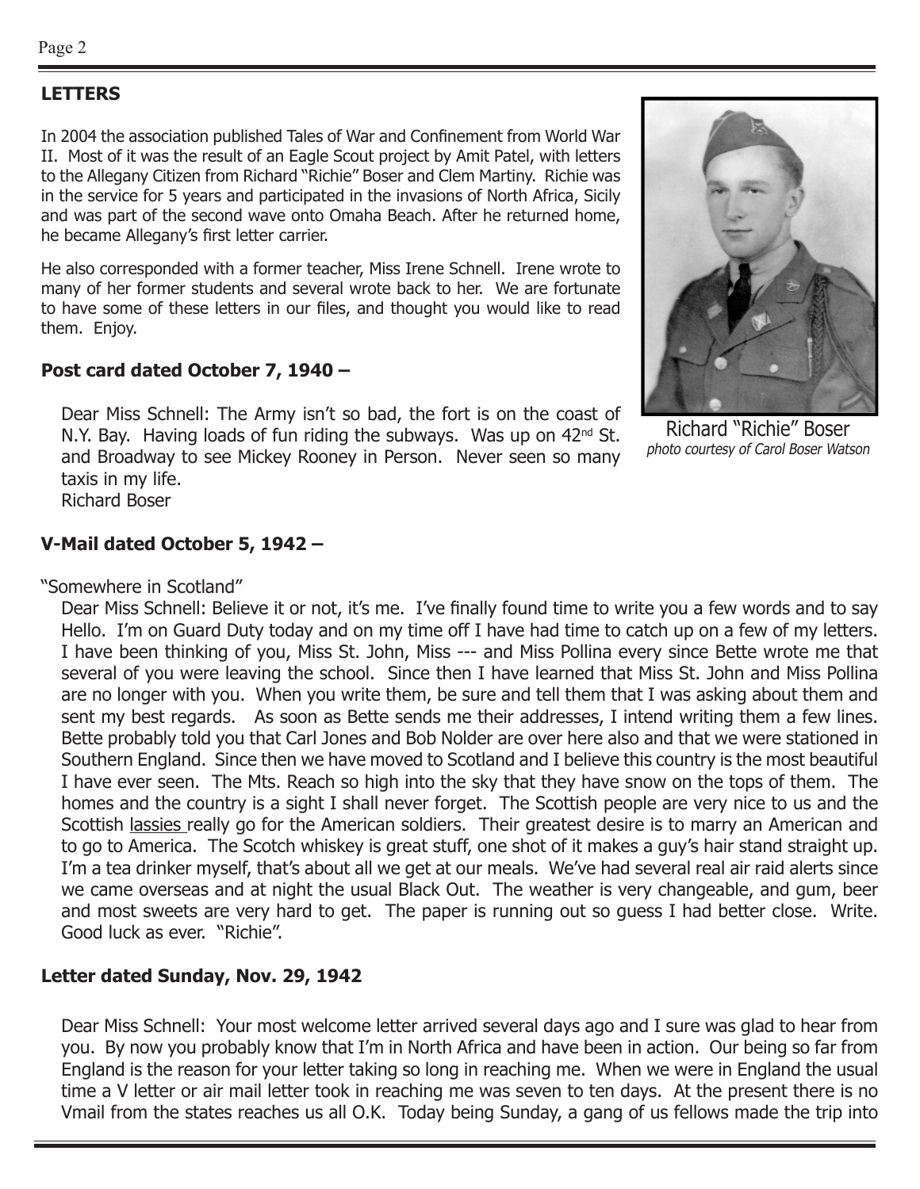## LETTERS

In 2004 the association published Tales of War and Confinement from World War II. Most of it was the result of an Eagle Scout project by Amit Patel, with letters to the Allegany Citizen from Richard "Richie" Boser and Clem Martiny. Richie was in the service for 5 years and participated in the invasions of North Africa, Sicily and was part of the second wave onto Omaha Beach. After he returned home, he became Allegany's first letter carrier.

He also corresponded with a former teacher, Miss Irene Schnell. Irene wrote to many of her former students and several wrote back to her. We are fortunate to have some of these letters in our files, and thought you would like to read them. Enjoy.

Richard "Richie" Boser
*photo courtesy of Carol Boser Watson*

### Post card dated October 7, 1940 –

Dear Miss Schnell: The Army isn't so bad, the fort is on the coast of N.Y. Bay. Having loads of fun riding the subways. Was up on 42nd St. and Broadway to see Mickey Rooney in Person. Never seen so many taxis in my life.
Richard Boser

### V-Mail dated October 5, 1942 –

"Somewhere in Scotland"

Dear Miss Schnell: Believe it or not, it's me. I've finally found time to write you a few words and to say Hello. I'm on Guard Duty today and on my time off I have had time to catch up on a few of my letters. I have been thinking of you, Miss St. John, Miss --- and Miss Pollina every since Bette wrote me that several of you were leaving the school. Since then I have learned that Miss St. John and Miss Pollina are no longer with you. When you write them, be sure and tell them that I was asking about them and sent my best regards. As soon as Bette sends me their addresses, I intend writing them a few lines. Bette probably told you that Carl Jones and Bob Nolder are over here also and that we were stationed in Southern England. Since then we have moved to Scotland and I believe this country is the most beautiful I have ever seen. The Mts. Reach so high into the sky that they have snow on the tops of them. The homes and the country is a sight I shall never forget. The Scottish people are very nice to us and the Scottish lassies really go for the American soldiers. Their greatest desire is to marry an American and to go to America. The Scotch whiskey is great stuff, one shot of it makes a guy's hair stand straight up. I'm a tea drinker myself, that's about all we get at our meals. We've had several real air raid alerts since we came overseas and at night the usual Black Out. The weather is very changeable, and gum, beer and most sweets are very hard to get. The paper is running out so guess I had better close. Write. Good luck as ever. "Richie".

### Letter dated Sunday, Nov. 29, 1942

Dear Miss Schnell: Your most welcome letter arrived several days ago and I sure was glad to hear from you. By now you probably know that I'm in North Africa and have been in action. Our being so far from England is the reason for your letter taking so long in reaching me. When we were in England the usual time a V letter or air mail letter took in reaching me was seven to ten days. At the present there is no Vmail from the states reaches us all O.K. Today being Sunday, a gang of us fellows made the trip into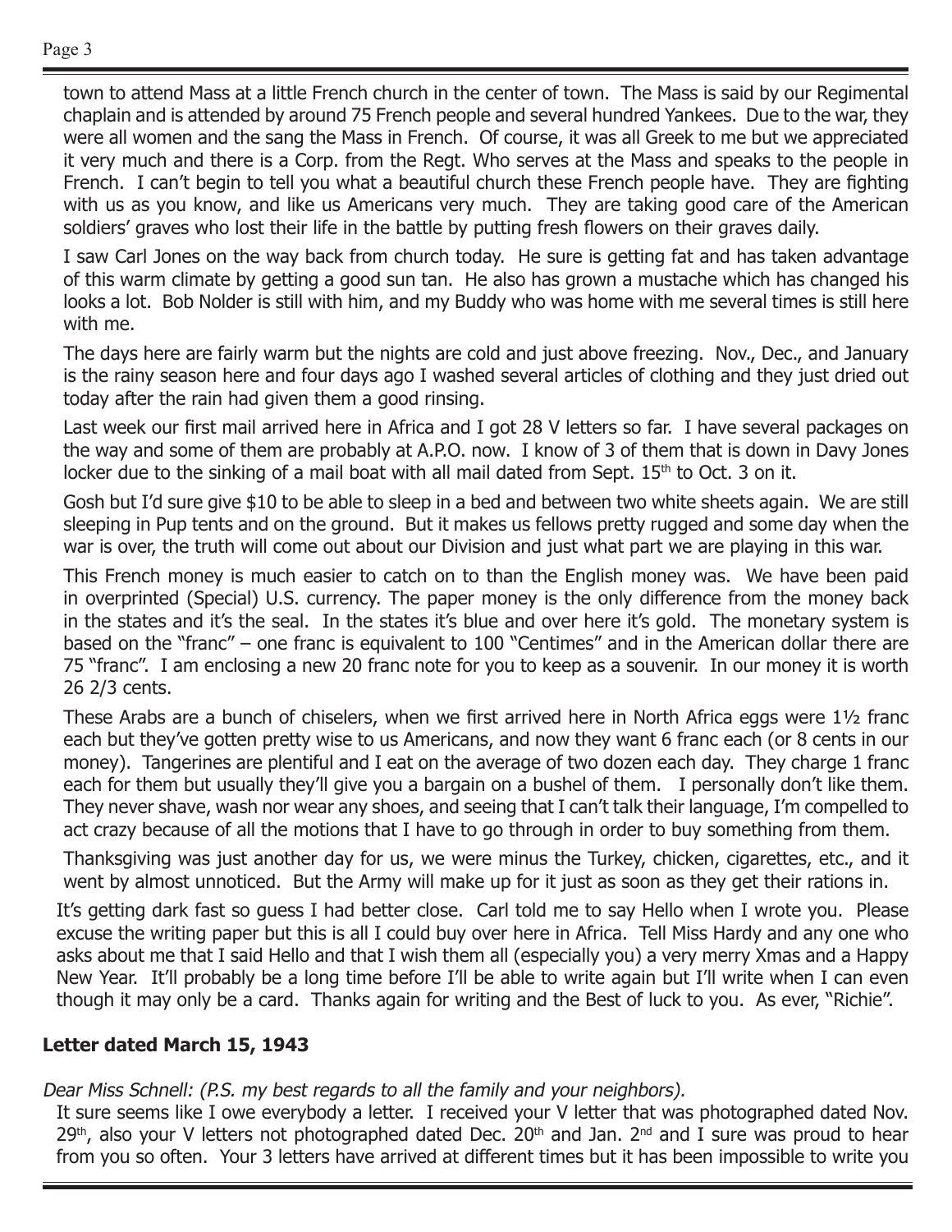town to attend Mass at a little French church in the center of town. The Mass is said by our Regimental chaplain and is attended by around 75 French people and several hundred Yankees. Due to the war, they were all women and the sang the Mass in French. Of course, it was all Greek to me but we appreciated it very much and there is a Corp. from the Regt. Who serves at the Mass and speaks to the people in French. I can't begin to tell you what a beautiful church these French people have. They are fighting with us as you know, and like us Americans very much. They are taking good care of the American soldiers' graves who lost their life in the battle by putting fresh flowers on their graves daily.

I saw Carl Jones on the way back from church today. He sure is getting fat and has taken advantage of this warm climate by getting a good sun tan. He also has grown a mustache which has changed his looks a lot. Bob Nolder is still with him, and my Buddy who was home with me several times is still here with me.

The days here are fairly warm but the nights are cold and just above freezing. Nov., Dec., and January is the rainy season here and four days ago I washed several articles of clothing and they just dried out today after the rain had given them a good rinsing.

Last week our first mail arrived here in Africa and I got 28 V letters so far. I have several packages on the way and some of them are probably at A.P.O. now. I know of 3 of them that is down in Davy Jones locker due to the sinking of a mail boat with all mail dated from Sept. 15th to Oct. 3 on it.

Gosh but I'd sure give $10 to be able to sleep in a bed and between two white sheets again. We are still sleeping in Pup tents and on the ground. But it makes us fellows pretty rugged and some day when the war is over, the truth will come out about our Division and just what part we are playing in this war.

This French money is much easier to catch on to than the English money was. We have been paid in overprinted (Special) U.S. currency. The paper money is the only difference from the money back in the states and it's the seal. In the states it's blue and over here it's gold. The monetary system is based on the "franc" – one franc is equivalent to 100 "Centimes" and in the American dollar there are 75 "franc". I am enclosing a new 20 franc note for you to keep as a souvenir. In our money it is worth 26 2/3 cents.

These Arabs are a bunch of chiselers, when we first arrived here in North Africa eggs were 1½ franc each but they've gotten pretty wise to us Americans, and now they want 6 franc each (or 8 cents in our money). Tangerines are plentiful and I eat on the average of two dozen each day. They charge 1 franc each for them but usually they'll give you a bargain on a bushel of them. I personally don't like them. They never shave, wash nor wear any shoes, and seeing that I can't talk their language, I'm compelled to act crazy because of all the motions that I have to go through in order to buy something from them.

Thanksgiving was just another day for us, we were minus the Turkey, chicken, cigarettes, etc., and it went by almost unnoticed. But the Army will make up for it just as soon as they get their rations in.

It's getting dark fast so guess I had better close. Carl told me to say Hello when I wrote you. Please excuse the writing paper but this is all I could buy over here in Africa. Tell Miss Hardy and any one who asks about me that I said Hello and that I wish them all (especially you) a very merry Xmas and a Happy New Year. It'll probably be a long time before I'll be able to write again but I'll write when I can even though it may only be a card. Thanks again for writing and the Best of luck to you. As ever, "Richie".

**Letter dated March 15, 1943**

*Dear Miss Schnell: (P.S. my best regards to all the family and your neighbors).*

It sure seems like I owe everybody a letter. I received your V letter that was photographed dated Nov. 29th, also your V letters not photographed dated Dec. 20th and Jan. 2nd and I sure was proud to hear from you so often. Your 3 letters have arrived at different times but it has been impossible to write you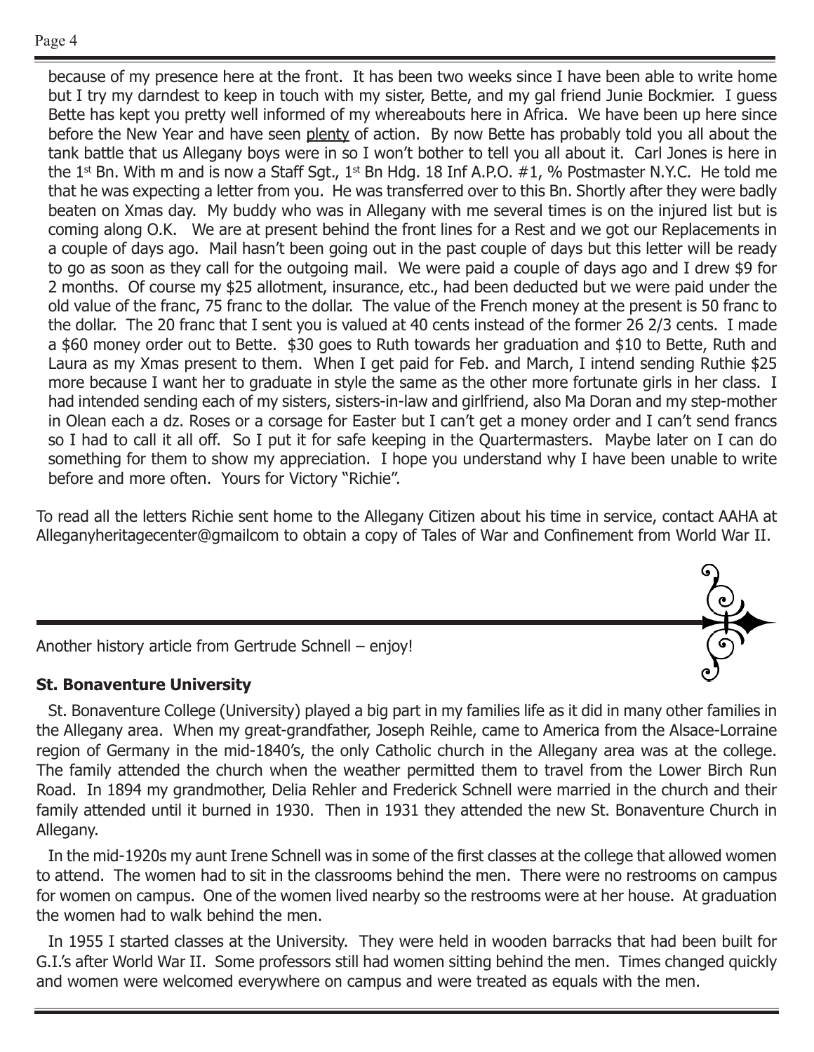because of my presence here at the front. It has been two weeks since I have been able to write home but I try my darndest to keep in touch with my sister, Bette, and my gal friend Junie Bockmier. I guess Bette has kept you pretty well informed of my whereabouts here in Africa. We have been up here since before the New Year and have seen plenty of action. By now Bette has probably told you all about the tank battle that us Allegany boys were in so I won't bother to tell you all about it. Carl Jones is here in the 1st Bn. With m and is now a Staff Sgt., 1st Bn Hdg. 18 Inf A.P.O. #1, % Postmaster N.Y.C. He told me that he was expecting a letter from you. He was transferred over to this Bn. Shortly after they were badly beaten on Xmas day. My buddy who was in Allegany with me several times is on the injured list but is coming along O.K. We are at present behind the front lines for a Rest and we got our Replacements in a couple of days ago. Mail hasn't been going out in the past couple of days but this letter will be ready to go as soon as they call for the outgoing mail. We were paid a couple of days ago and I drew $9 for 2 months. Of course my $25 allotment, insurance, etc., had been deducted but we were paid under the old value of the franc, 75 franc to the dollar. The value of the French money at the present is 50 franc to the dollar. The 20 franc that I sent you is valued at 40 cents instead of the former 26 2/3 cents. I made a $60 money order out to Bette. $30 goes to Ruth towards her graduation and $10 to Bette, Ruth and Laura as my Xmas present to them. When I get paid for Feb. and March, I intend sending Ruthie $25 more because I want her to graduate in style the same as the other more fortunate girls in her class. I had intended sending each of my sisters, sisters-in-law and girlfriend, also Ma Doran and my step-mother in Olean each a dz. Roses or a corsage for Easter but I can't get a money order and I can't send francs so I had to call it all off. So I put it for safe keeping in the Quartermasters. Maybe later on I can do something for them to show my appreciation. I hope you understand why I have been unable to write before and more often. Yours for Victory "Richie".

To read all the letters Richie sent home to the Allegany Citizen about his time in service, contact AAHA at Alleganyheritagecenter@gmailcom to obtain a copy of Tales of War and Confinement from World War II.

---

Another history article from Gertrude Schnell – enjoy!

**St. Bonaventure University**

St. Bonaventure College (University) played a big part in my families life as it did in many other families in the Allegany area. When my great-grandfather, Joseph Reihle, came to America from the Alsace-Lorraine region of Germany in the mid-1840's, the only Catholic church in the Allegany area was at the college. The family attended the church when the weather permitted them to travel from the Lower Birch Run Road. In 1894 my grandmother, Delia Rehler and Frederick Schnell were married in the church and their family attended until it burned in 1930. Then in 1931 they attended the new St. Bonaventure Church in Allegany.

In the mid-1920s my aunt Irene Schnell was in some of the first classes at the college that allowed women to attend. The women had to sit in the classrooms behind the men. There were no restrooms on campus for women on campus. One of the women lived nearby so the restrooms were at her house. At graduation the women had to walk behind the men.

In 1955 I started classes at the University. They were held in wooden barracks that had been built for G.I.'s after World War II. Some professors still had women sitting behind the men. Times changed quickly and women were welcomed everywhere on campus and were treated as equals with the men.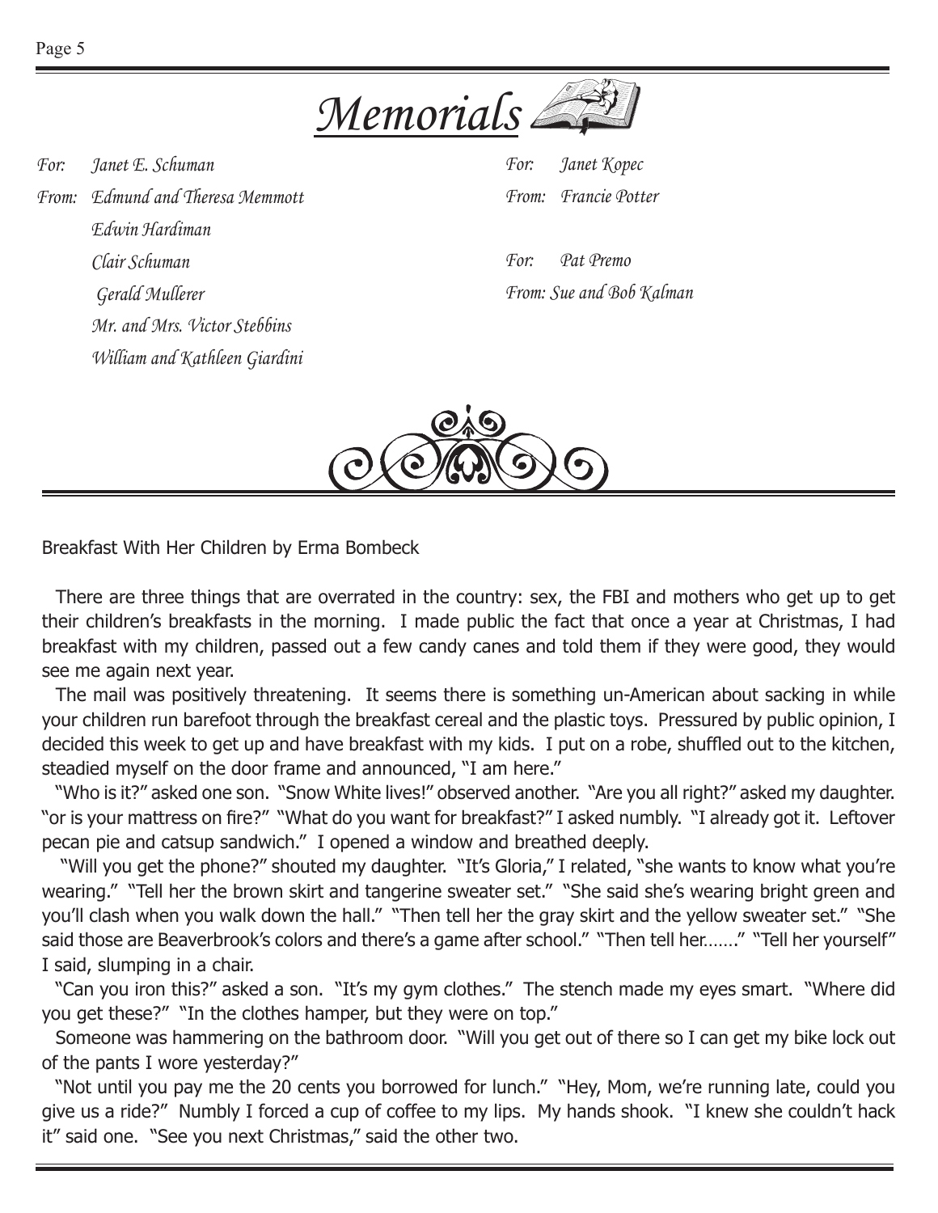# Memorials

*For: Janet E. Schuman*
*From: Edmund and Theresa Memmott*
*Edwin Hardiman*
*Clair Schuman*
*Gerald Mullerer*
*Mr. and Mrs. Victor Stebbins*
*William and Kathleen Giardini*

*For: Janet Kopec*
*From: Francie Potter*

*For: Pat Premo*
*From: Sue and Bob Kalman*

---

Breakfast With Her Children by Erma Bombeck

There are three things that are overrated in the country: sex, the FBI and mothers who get up to get their children's breakfasts in the morning. I made public the fact that once a year at Christmas, I had breakfast with my children, passed out a few candy canes and told them if they were good, they would see me again next year.

The mail was positively threatening. It seems there is something un-American about sacking in while your children run barefoot through the breakfast cereal and the plastic toys. Pressured by public opinion, I decided this week to get up and have breakfast with my kids. I put on a robe, shuffled out to the kitchen, steadied myself on the door frame and announced, "I am here."

"Who is it?" asked one son. "Snow White lives!" observed another. "Are you all right?" asked my daughter. "or is your mattress on fire?" "What do you want for breakfast?" I asked numbly. "I already got it. Leftover pecan pie and catsup sandwich." I opened a window and breathed deeply.

"Will you get the phone?" shouted my daughter. "It's Gloria," I related, "she wants to know what you're wearing." "Tell her the brown skirt and tangerine sweater set." "She said she's wearing bright green and you'll clash when you walk down the hall." "Then tell her the gray skirt and the yellow sweater set." "She said those are Beaverbrook's colors and there's a game after school." "Then tell her……" "Tell her yourself" I said, slumping in a chair.

"Can you iron this?" asked a son. "It's my gym clothes." The stench made my eyes smart. "Where did you get these?" "In the clothes hamper, but they were on top."

Someone was hammering on the bathroom door. "Will you get out of there so I can get my bike lock out of the pants I wore yesterday?"

"Not until you pay me the 20 cents you borrowed for lunch." "Hey, Mom, we're running late, could you give us a ride?" Numbly I forced a cup of coffee to my lips. My hands shook. "I knew she couldn't hack it" said one. "See you next Christmas," said the other two.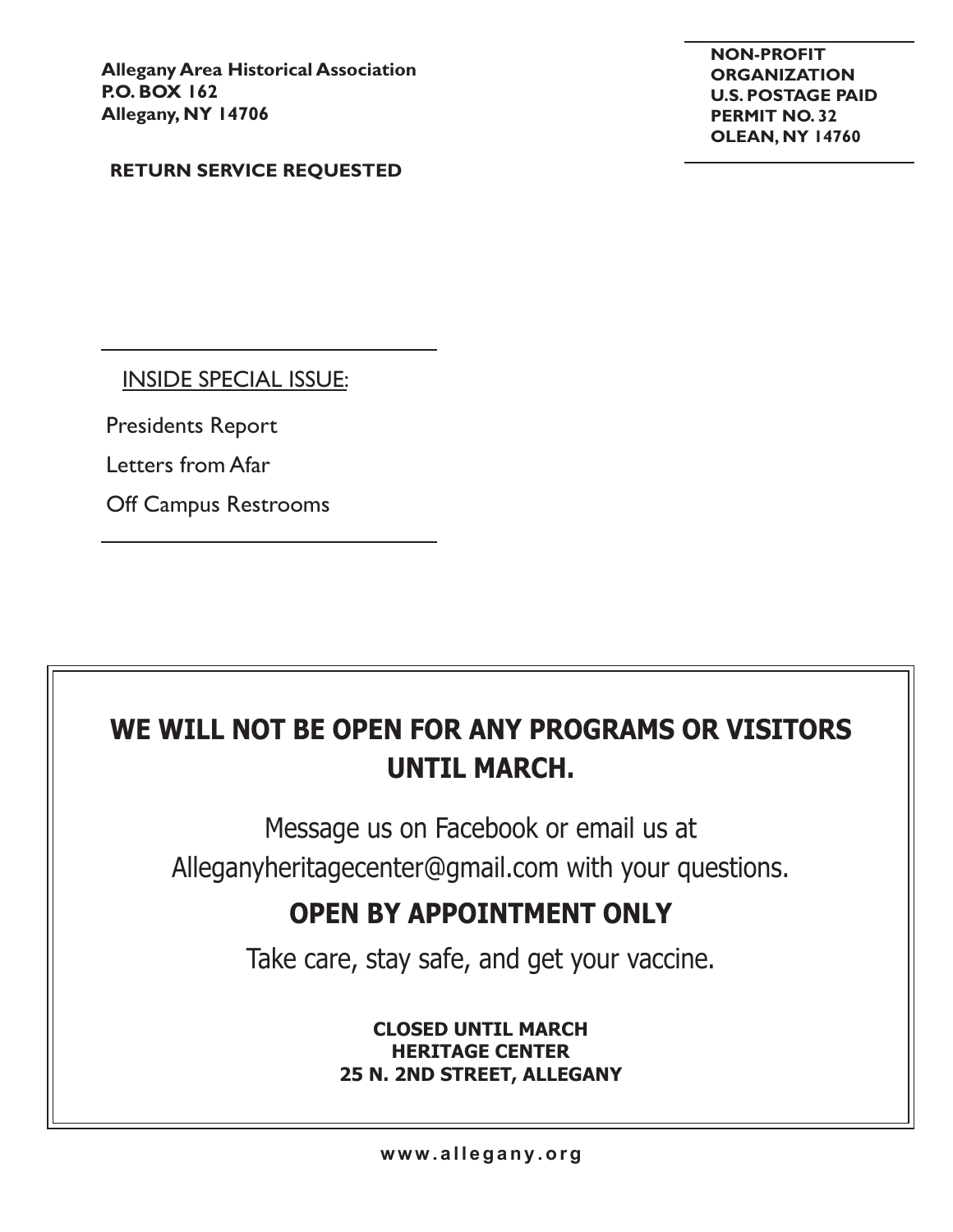**Allegany Area Historical Association**
**P.O. BOX 162**
**Allegany, NY 14706**

**RETURN SERVICE REQUESTED**

**NON-PROFIT ORGANIZATION**
**U.S. POSTAGE PAID**
**PERMIT NO. 32**
**OLEAN, NY 14760**

INSIDE SPECIAL ISSUE:

Presidents Report

Letters from Afar

Off Campus Restrooms

## WE WILL NOT BE OPEN FOR ANY PROGRAMS OR VISITORS UNTIL MARCH.

Message us on Facebook or email us at
Alleganyheritagecenter@gmail.com with your questions.

## OPEN BY APPOINTMENT ONLY

Take care, stay safe, and get your vaccine.

**CLOSED UNTIL MARCH**
**HERITAGE CENTER**
**25 N. 2ND STREET, ALLEGANY**

**www.allegany.org**